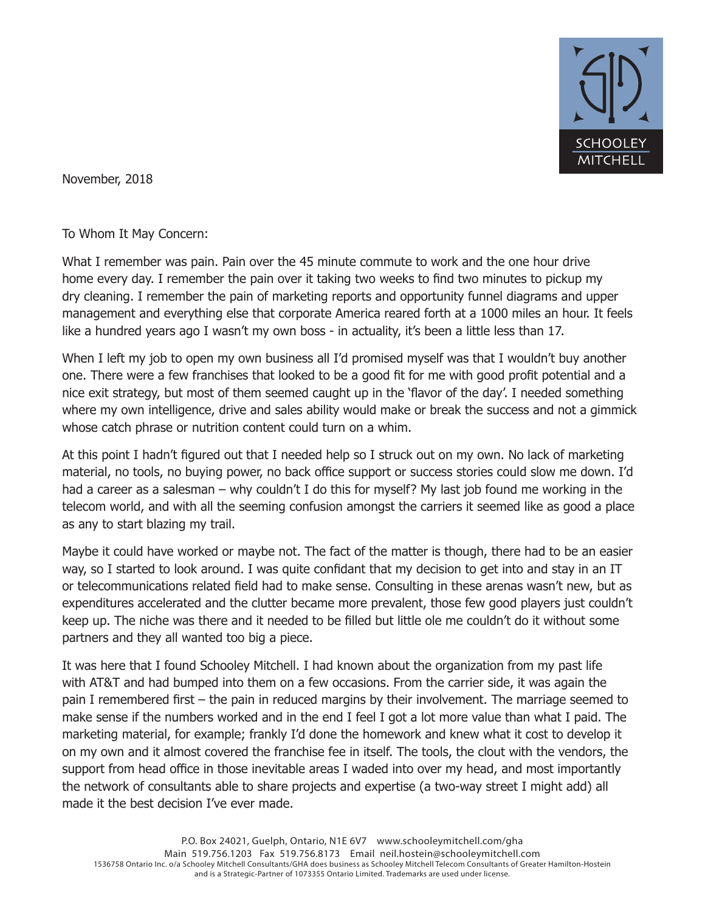SCHOOLEY MITCHELL

November, 2018

To Whom It May Concern:

What I remember was pain. Pain over the 45 minute commute to work and the one hour drive home every day. I remember the pain over it taking two weeks to find two minutes to pickup my dry cleaning. I remember the pain of marketing reports and opportunity funnel diagrams and upper management and everything else that corporate America reared forth at a 1000 miles an hour. It feels like a hundred years ago I wasn't my own boss - in actuality, it's been a little less than 17.

When I left my job to open my own business all I'd promised myself was that I wouldn't buy another one. There were a few franchises that looked to be a good fit for me with good profit potential and a nice exit strategy, but most of them seemed caught up in the 'flavor of the day'. I needed something where my own intelligence, drive and sales ability would make or break the success and not a gimmick whose catch phrase or nutrition content could turn on a whim.

At this point I hadn't figured out that I needed help so I struck out on my own. No lack of marketing material, no tools, no buying power, no back office support or success stories could slow me down. I'd had a career as a salesman – why couldn't I do this for myself? My last job found me working in the telecom world, and with all the seeming confusion amongst the carriers it seemed like as good a place as any to start blazing my trail.

Maybe it could have worked or maybe not. The fact of the matter is though, there had to be an easier way, so I started to look around. I was quite confidant that my decision to get into and stay in an IT or telecommunications related field had to make sense. Consulting in these arenas wasn't new, but as expenditures accelerated and the clutter became more prevalent, those few good players just couldn't keep up. The niche was there and it needed to be filled but little ole me couldn't do it without some partners and they all wanted too big a piece.

It was here that I found Schooley Mitchell. I had known about the organization from my past life with AT&T and had bumped into them on a few occasions. From the carrier side, it was again the pain I remembered first – the pain in reduced margins by their involvement. The marriage seemed to make sense if the numbers worked and in the end I feel I got a lot more value than what I paid. The marketing material, for example; frankly I'd done the homework and knew what it cost to develop it on my own and it almost covered the franchise fee in itself. The tools, the clout with the vendors, the support from head office in those inevitable areas I waded into over my head, and most importantly the network of consultants able to share projects and expertise (a two-way street I might add) all made it the best decision I've ever made.

P.O. Box 24021, Guelph, Ontario, N1E 6V7 www.schooleymitchell.com/gha
Main 519.756.1203 Fax 519.756.8173 Email neil.hostein@schooleymitchell.com
1536758 Ontario Inc. o/a Schooley Mitchell Consultants/GHA does business as Schooley Mitchell Telecom Consultants of Greater Hamilton-Hostein and is a Strategic-Partner of 1073355 Ontario Limited. Trademarks are used under license.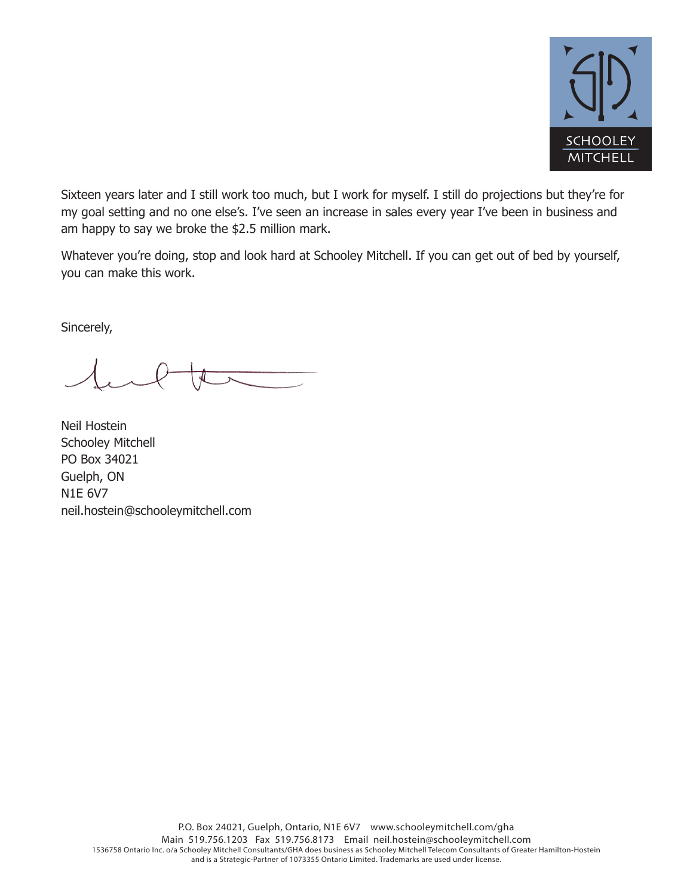Sixteen years later and I still work too much, but I work for myself. I still do projections but they're for my goal setting and no one else's. I've seen an increase in sales every year I've been in business and am happy to say we broke the $2.5 million mark.

Whatever you're doing, stop and look hard at Schooley Mitchell. If you can get out of bed by yourself, you can make this work.

Sincerely,

Neil Hostein
Schooley Mitchell
PO Box 34021
Guelph, ON
N1E 6V7
neil.hostein@schooleymitchell.com

P.O. Box 24021, Guelph, Ontario, N1E 6V7 www.schooleymitchell.com/gha
Main 519.756.1203 Fax 519.756.8173 Email neil.hostein@schooleymitchell.com
1536758 Ontario Inc. o/a Schooley Mitchell Consultants/GHA does business as Schooley Mitchell Telecom Consultants of Greater Hamilton-Hostein and is a Strategic-Partner of 1073355 Ontario Limited. Trademarks are used under license.